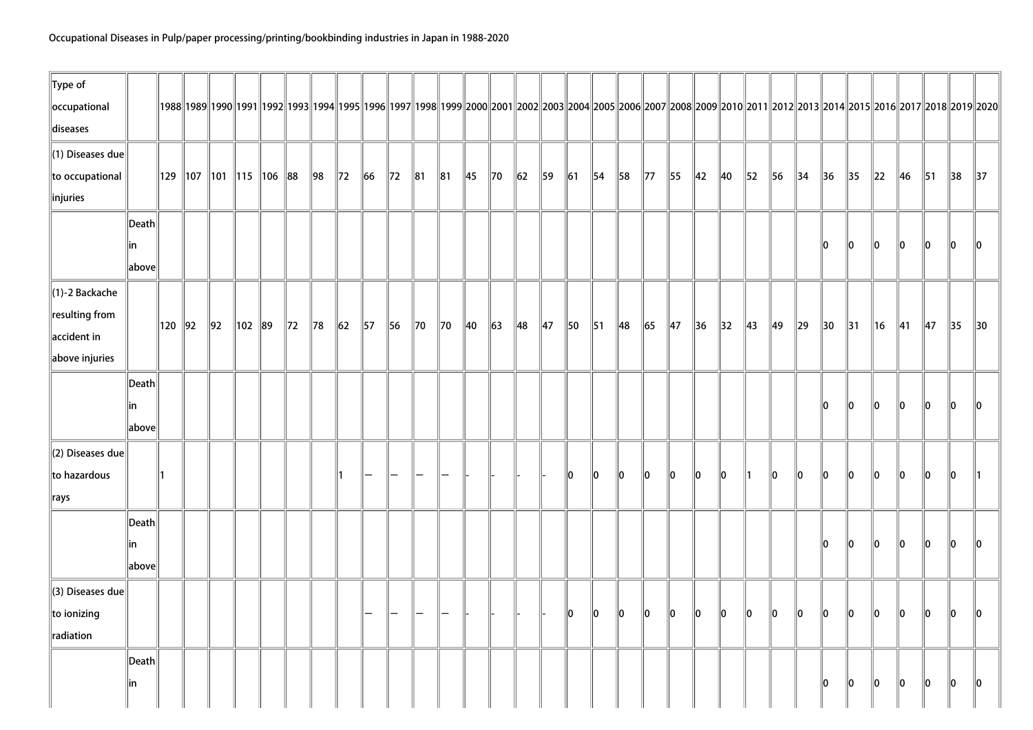Occupational Diseases in Pulp/paper processing/printing/bookbinding industries in Japan in 1988-2020

| Type of occupational diseases | | 1988 | 1989 | 1990 | 1991 | 1992 | 1993 | 1994 | 1995 | 1996 | 1997 | 1998 | 1999 | 2000 | 2001 | 2002 | 2003 | 2004 | 2005 | 2006 | 2007 | 2008 | 2009 | 2010 | 2011 | 2012 | 2013 | 2014 | 2015 | 2016 | 2017 | 2018 | 2019 | 2020 |
|---|---|---|---|---|---|---|---|---|---|---|---|---|---|---|---|---|---|---|---|---|---|---|---|---|---|---|---|---|---|---|---|---|---|---|
| (1) Diseases due to occupational injuries | | 129 | 107 | 101 | 115 | 106 | 88 | 98 | 72 | 66 | 72 | 81 | 81 | 45 | 70 | 62 | 59 | 61 | 54 | 58 | 77 | 55 | 42 | 40 | 52 | 56 | 34 | 36 | 35 | 22 | 46 | 51 | 38 | 37 |
| | Death in above | | | | | | | | | | | | | | | | | | | | | | | | | | | 0 | 0 | 0 | 0 | 0 | 0 | 0 |
| (1)-2 Backache resulting from accident in above injuries | | 120 | 92 | 92 | 102 | 89 | 72 | 78 | 62 | 57 | 56 | 70 | 70 | 40 | 63 | 48 | 47 | 50 | 51 | 48 | 65 | 47 | 36 | 32 | 43 | 49 | 29 | 30 | 31 | 16 | 41 | 47 | 35 | 30 |
| | Death in above | | | | | | | | | | | | | | | | | | | | | | | | | | | 0 | 0 | 0 | 0 | 0 | 0 | 0 |
| (2) Diseases due to hazardous rays | | 1 | | | | | | | 1 | — | — | — | — | - | - | - | - | 0 | 0 | 0 | 0 | 0 | 0 | 0 | 1 | 0 | 0 | 0 | 0 | 0 | 0 | 0 | 0 | 1 |
| | Death in above | | | | | | | | | | | | | | | | | | | | | | | | | | | 0 | 0 | 0 | 0 | 0 | 0 | 0 |
| (3) Diseases due to ionizing radiation | | | | | | | | | | — | — | — | — | - | - | - | - | 0 | 0 | 0 | 0 | 0 | 0 | 0 | 0 | 0 | 0 | 0 | 0 | 0 | 0 | 0 | 0 | 0 |
| | Death in | | | | | | | | | | | | | | | | | | | | | | | | | | | 0 | 0 | 0 | 0 | 0 | 0 | 0 |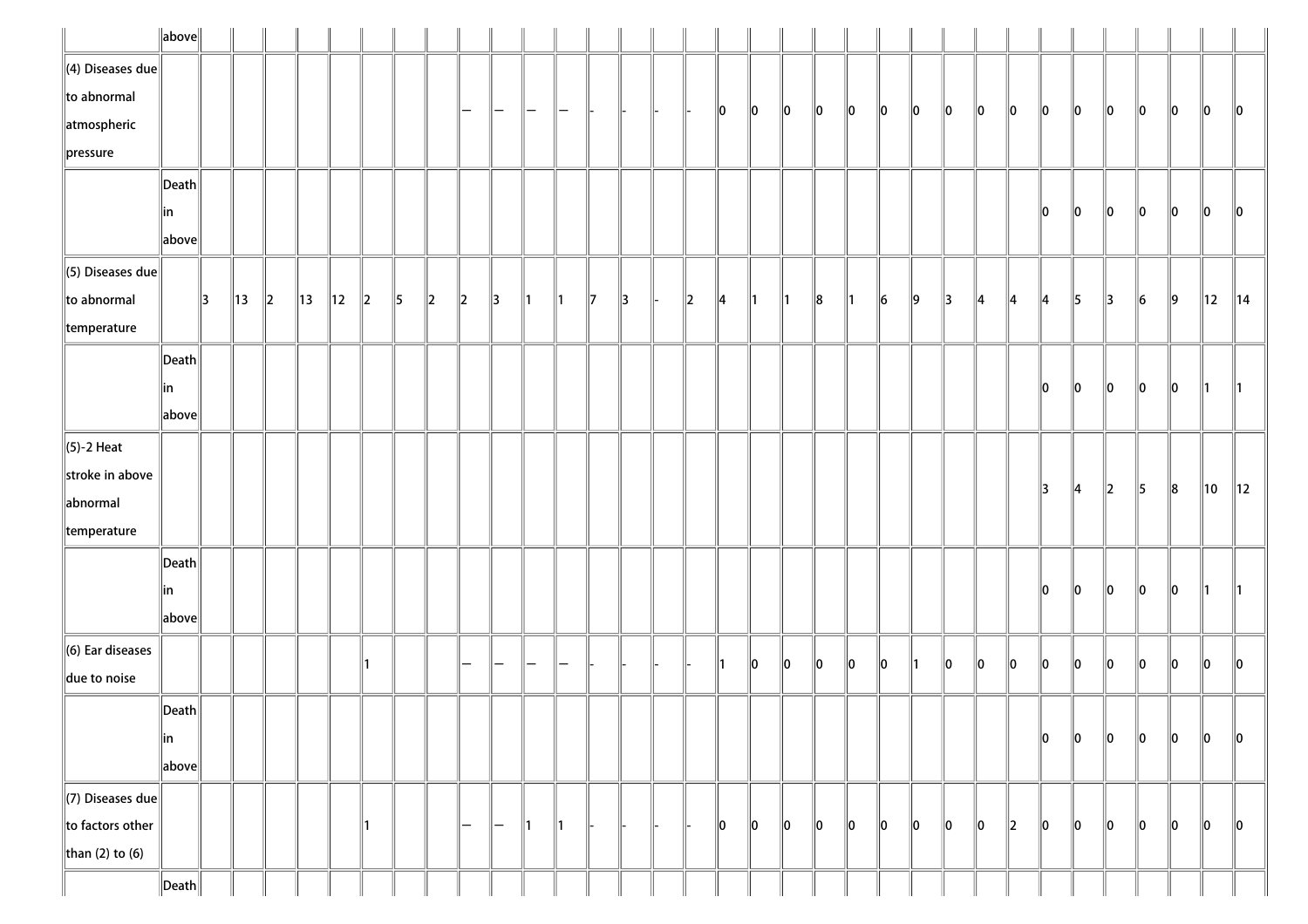| | | | | | | | | | | | | | | | | | | | | | | | | | | | | | | | | | | |
|---|---|---|---|---|---|---|---|---|---|---|---|---|---|---|---|---|---|---|---|---|---|---|---|---|---|---|---|---|---|---|---|---|---|---|
| | above | | | | | | | | | | | | | | | | | | | | | | | | | | | | | | | | | |
| (4) Diseases due to abnormal atmospheric pressure | | | | | | | | | | — | — | — | — | - | - | - | - | 0 | 0 | 0 | 0 | 0 | 0 | 0 | 0 | 0 | 0 | 0 | 0 | 0 | 0 | 0 | 0 | 0 |
| | Death in above | | | | | | | | | | | | | | | | | | | | | | | | | | | | 0 | 0 | 0 | 0 | 0 | 0 | 0 |
| (5) Diseases due to abnormal temperature | | 3 | 13 | 2 | 13 | 12 | 2 | 5 | 2 | 2 | 3 | 1 | 1 | 7 | 3 | - | 2 | 4 | 1 | 1 | 8 | 1 | 6 | 9 | 3 | 4 | 4 | 4 | 5 | 3 | 6 | 9 | 12 | 14 |
| | Death in above | | | | | | | | | | | | | | | | | | | | | | | | | | | | 0 | 0 | 0 | 0 | 0 | 1 | 1 |
| (5)-2 Heat stroke in above abnormal temperature | | | | | | | | | | | | | | | | | | | | | | | | | | | | 3 | 4 | 2 | 5 | 8 | 10 | 12 |
| | Death in above | | | | | | | | | | | | | | | | | | | | | | | | | | | | 0 | 0 | 0 | 0 | 0 | 1 | 1 |
| (6) Ear diseases due to noise | | | | | | | 1 | | | — | — | — | — | - | - | - | - | 1 | 0 | 0 | 0 | 0 | 0 | 1 | 0 | 0 | 0 | 0 | 0 | 0 | 0 | 0 | 0 | 0 |
| | Death in above | | | | | | | | | | | | | | | | | | | | | | | | | | | | 0 | 0 | 0 | 0 | 0 | 0 | 0 |
| (7) Diseases due to factors other than (2) to (6) | | | | | | | 1 | | | — | — | 1 | 1 | - | - | - | - | 0 | 0 | 0 | 0 | 0 | 0 | 0 | 0 | 0 | 2 | 0 | 0 | 0 | 0 | 0 | 0 | 0 |
| | Death | | | | | | | | | | | | | | | | | | | | | | | | | | | | | | | | | |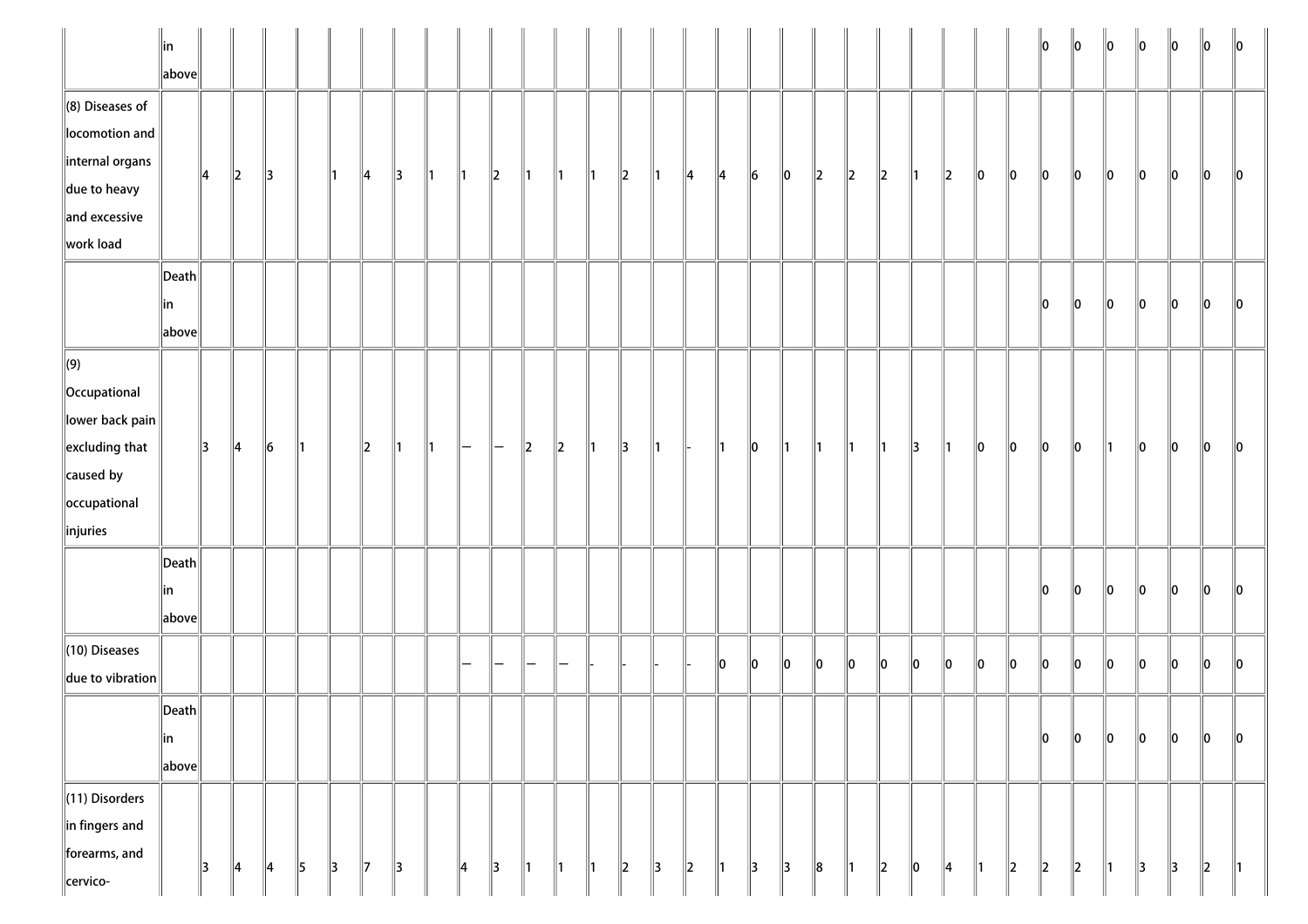| | | | | | | | | | | | | | | | | | | | | | | | | | | | | | | | | | | |
|---|---|---|---|---|---|---|---|---|---|---|---|---|---|---|---|---|---|---|---|---|---|---|---|---|---|---|---|---|---|---|---|---|---|---|
| | in above | | | | | | | | | | | | | | | | | | | | | | | | | | 0 | 0 | 0 | 0 | 0 | 0 | 0 |
| (8) Diseases of locomotion and internal organs due to heavy and excessive work load | | 4 | 2 | 3 | | 1 | 4 | 3 | 1 | 1 | 2 | 1 | 1 | 1 | 2 | 1 | 4 | 4 | 6 | 0 | 2 | 2 | 2 | 1 | 2 | 0 | 0 | 0 | 0 | 0 | 0 | 0 | 0 | 0 |
| | Death in above | | | | | | | | | | | | | | | | | | | | | | | | | | | 0 | 0 | 0 | 0 | 0 | 0 | 0 |
| (9) Occupational lower back pain excluding that caused by occupational injuries | | 3 | 4 | 6 | 1 | | 2 | 1 | 1 | — | — | 2 | 2 | 1 | 3 | 1 | - | 1 | 0 | 1 | 1 | 1 | 1 | 3 | 1 | 0 | 0 | 0 | 0 | 1 | 0 | 0 | 0 | 0 |
| | Death in above | | | | | | | | | | | | | | | | | | | | | | | | | | | 0 | 0 | 0 | 0 | 0 | 0 | 0 |
| (10) Diseases due to vibration | | | | | | | | | | — | — | — | — | - | - | - | - | 0 | 0 | 0 | 0 | 0 | 0 | 0 | 0 | 0 | 0 | 0 | 0 | 0 | 0 | 0 | 0 | 0 |
| | Death in above | | | | | | | | | | | | | | | | | | | | | | | | | | | 0 | 0 | 0 | 0 | 0 | 0 | 0 |
| (11) Disorders in fingers and forearms, and cervico- | | 3 | 4 | 4 | 5 | 3 | 7 | 3 | | 4 | 3 | 1 | 1 | 1 | 2 | 3 | 2 | 1 | 3 | 3 | 8 | 1 | 2 | 0 | 4 | 1 | 2 | 2 | 2 | 1 | 3 | 3 | 2 | 1 |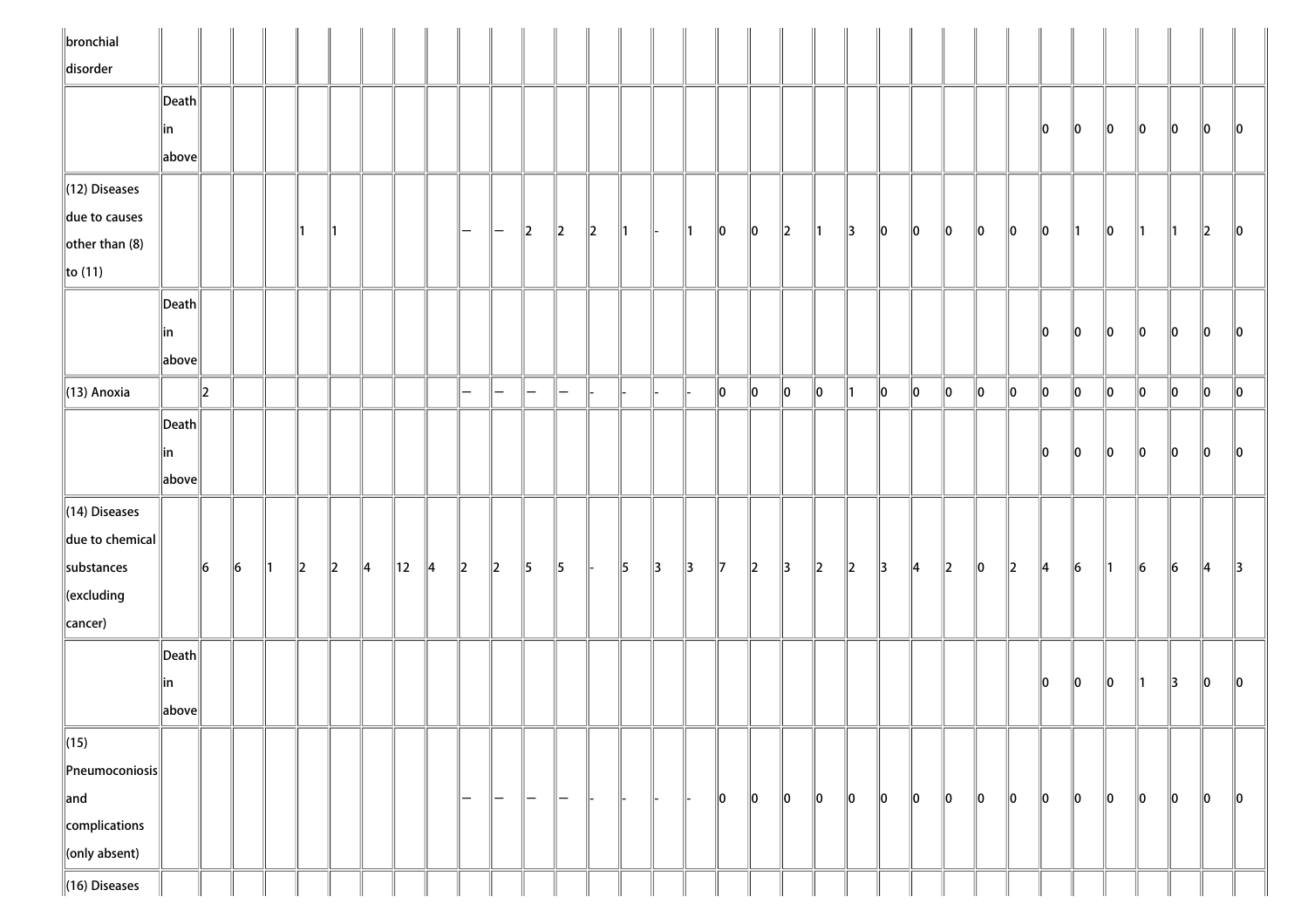| | | | | | | | | | | | | | | | | | | | | | | | | | | | | | | | | | | |
|---|---|---|---|---|---|---|---|---|---|---|---|---|---|---|---|---|---|---|---|---|---|---|---|---|---|---|---|---|---|---|---|---|---|---|
| bronchial disorder | | | | | | | | | | | | | | | | | | | | | | | | | | | | | | | | | | |
| | Death in above | | | | | | | | | | | | | | | | | | | | | | | | | | 0 | 0 | 0 | 0 | 0 | 0 | 0 |
| (12) Diseases due to causes other than (8) to (11) | | | | | 1 | 1 | | | | — | — | 2 | 2 | 2 | 1 | - | 1 | 0 | 0 | 2 | 1 | 3 | 0 | 0 | 0 | 0 | 0 | 0 | 1 | 0 | 1 | 1 | 2 | 0 |
| | Death in above | | | | | | | | | | | | | | | | | | | | | | | | | | 0 | 0 | 0 | 0 | 0 | 0 | 0 |
| (13) Anoxia | | 2 | | | | | | | | — | — | — | — | - | - | - | - | 0 | 0 | 0 | 0 | 1 | 0 | 0 | 0 | 0 | 0 | 0 | 0 | 0 | 0 | 0 | 0 | 0 |
| | Death in above | | | | | | | | | | | | | | | | | | | | | | | | | | 0 | 0 | 0 | 0 | 0 | 0 | 0 |
| (14) Diseases due to chemical substances (excluding cancer) | | 6 | 6 | 1 | 2 | 2 | 4 | 12 | 4 | 2 | 2 | 5 | 5 | - | 5 | 3 | 3 | 7 | 2 | 3 | 2 | 2 | 3 | 4 | 2 | 0 | 2 | 4 | 6 | 1 | 6 | 6 | 4 | 3 |
| | Death in above | | | | | | | | | | | | | | | | | | | | | | | | | | 0 | 0 | 0 | 1 | 3 | 0 | 0 |
| (15) Pneumoconiosis and complications (only absent) | | | | | | | | | | — | — | — | — | - | - | - | - | 0 | 0 | 0 | 0 | 0 | 0 | 0 | 0 | 0 | 0 | 0 | 0 | 0 | 0 | 0 | 0 | 0 |
| (16) Diseases | | | | | | | | | | | | | | | | | | | | | | | | | | | | | | | | | | |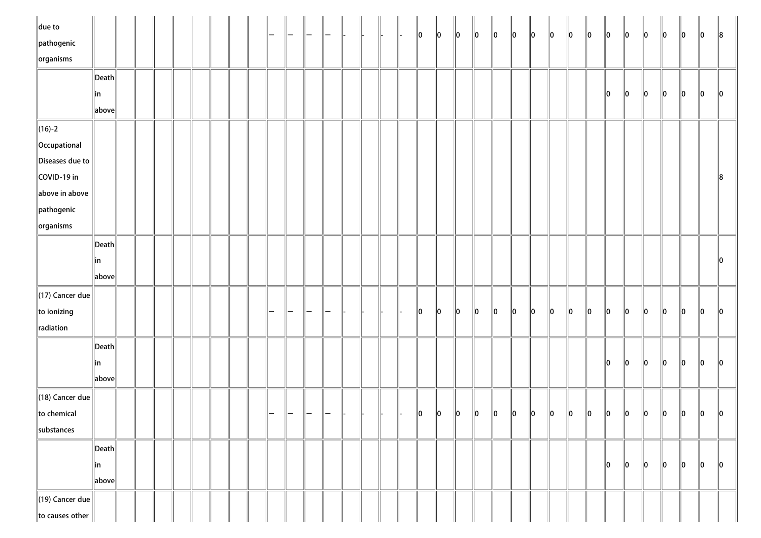| | | | | | | | | | | | | | | | | | | | | | | | | | | | | | | | | | | |
|---|---|---|---|---|---|---|---|---|---|---|---|---|---|---|---|---|---|---|---|---|---|---|---|---|---|---|---|---|---|---|---|---|---|---|
| due to pathogenic organisms | | | | | | | | | | — | — | — | — | - | - | - | - | 0 | 0 | 0 | 0 | 0 | 0 | 0 | 0 | 0 | 0 | 0 | 0 | 0 | 0 | 0 | 0 | 8 |
| | Death in above | | | | | | | | | | | | | | | | | | | | | | | | | | | 0 | 0 | 0 | 0 | 0 | 0 | 0 |
| (16)-2 Occupational Diseases due to COVID-19 in above in above pathogenic organisms | | | | | | | | | | | | | | | | | | | | | | | | | | | | | | | | | | 8 |
| | Death in above | | | | | | | | | | | | | | | | | | | | | | | | | | | | | | | | | 0 |
| (17) Cancer due to ionizing radiation | | | | | | | | | | — | — | — | — | - | - | - | - | 0 | 0 | 0 | 0 | 0 | 0 | 0 | 0 | 0 | 0 | 0 | 0 | 0 | 0 | 0 | 0 | 0 |
| | Death in above | | | | | | | | | | | | | | | | | | | | | | | | | | | 0 | 0 | 0 | 0 | 0 | 0 | 0 |
| (18) Cancer due to chemical substances | | | | | | | | | | — | — | — | — | - | - | - | - | 0 | 0 | 0 | 0 | 0 | 0 | 0 | 0 | 0 | 0 | 0 | 0 | 0 | 0 | 0 | 0 | 0 |
| | Death in above | | | | | | | | | | | | | | | | | | | | | | | | | | | 0 | 0 | 0 | 0 | 0 | 0 | 0 |
| (19) Cancer due to causes other | | | | | | | | | | | | | | | | | | | | | | | | | | | | | | | | | | |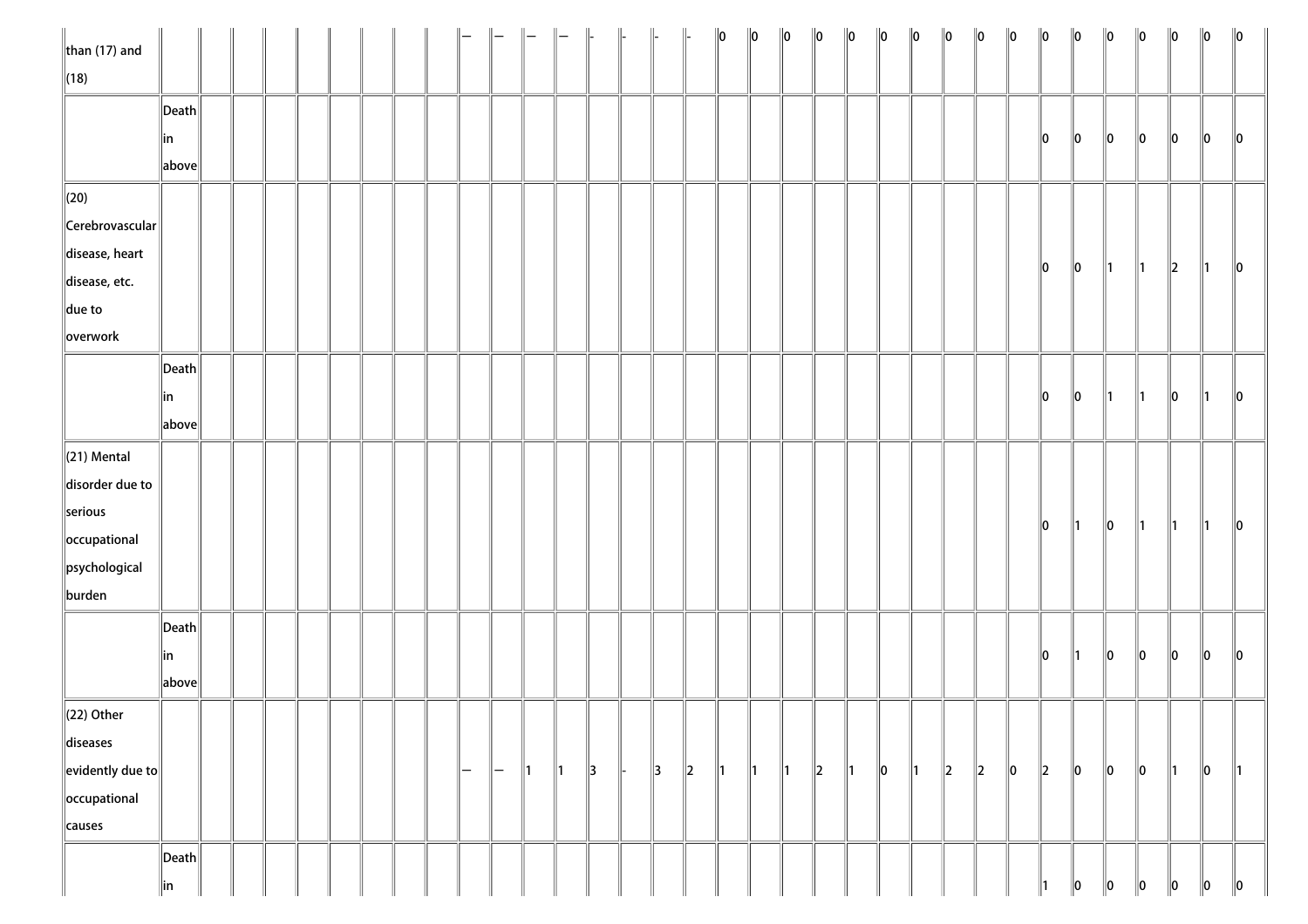| | | | | | | | | | | | | | | | | | | | | | | | | | | | | | | | | | | |
|---|---|---|---|---|---|---|---|---|---|---|---|---|---|---|---|---|---|---|---|---|---|---|---|---|---|---|---|---|---|---|---|---|---|---|
| than (17) and (18) | | | | | | | | | | — | — | — | — | - | - | - | - | 0 | 0 | 0 | 0 | 0 | 0 | 0 | 0 | 0 | 0 | 0 | 0 | 0 | 0 | 0 | 0 | 0 |
| | Death in above | | | | | | | | | | | | | | | | | | | | | | | | | | | 0 | 0 | 0 | 0 | 0 | 0 | 0 |
| (20) Cerebrovascular disease, heart disease, etc. due to overwork | | | | | | | | | | | | | | | | | | | | | | | | | | | | 0 | 0 | 1 | 1 | 2 | 1 | 0 |
| | Death in above | | | | | | | | | | | | | | | | | | | | | | | | | | | 0 | 0 | 1 | 1 | 0 | 1 | 0 |
| (21) Mental disorder due to serious occupational psychological burden | | | | | | | | | | | | | | | | | | | | | | | | | | | | 0 | 1 | 0 | 1 | 1 | 1 | 0 |
| | Death in above | | | | | | | | | | | | | | | | | | | | | | | | | | | 0 | 1 | 0 | 0 | 0 | 0 | 0 |
| (22) Other diseases evidently due to occupational causes | | | | | | | | | | — | — | 1 | 1 | 3 | - | 3 | 2 | 1 | 1 | 1 | 2 | 1 | 0 | 1 | 2 | 2 | 0 | 2 | 0 | 0 | 0 | 1 | 0 | 1 |
| | Death in | | | | | | | | | | | | | | | | | | | | | | | | | | | 1 | 0 | 0 | 0 | 0 | 0 | 0 |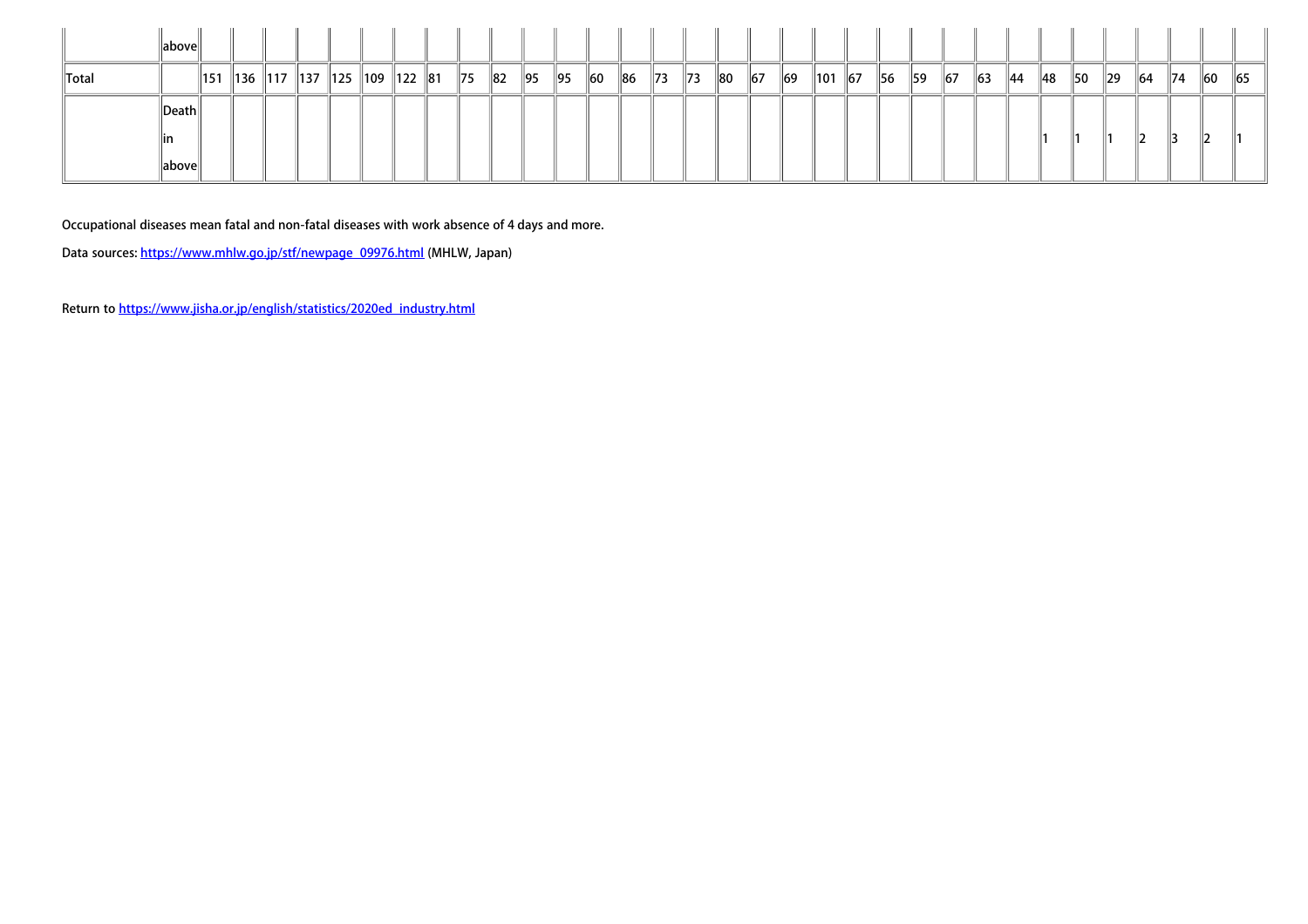| | | | | | | | | | | | | | | | | | | | | | | | | | | | | | | | | | | |
|---|---|---|---|---|---|---|---|---|---|---|---|---|---|---|---|---|---|---|---|---|---|---|---|---|---|---|---|---|---|---|---|---|---|---|
| | above | | | | | | | | | | | | | | | | | | | | | | | | | | | | | | | | | |
| Total | | 151 | 136 | 117 | 137 | 125 | 109 | 122 | 81 | 75 | 82 | 95 | 95 | 60 | 86 | 73 | 73 | 80 | 67 | 69 | 101 | 67 | 56 | 59 | 67 | 63 | 44 | 48 | 50 | 29 | 64 | 74 | 60 | 65 |
| | Death in above | | | | | | | | | | | | | | | | | | | | | | | | | | | 1 | 1 | 1 | 2 | 3 | 2 | 1 |

Occupational diseases mean fatal and non-fatal diseases with work absence of 4 days and more.

Data sources: https://www.mhlw.go.jp/stf/newpage_09976.html (MHLW, Japan)

Return to https://www.jisha.or.jp/english/statistics/2020ed_industry.html